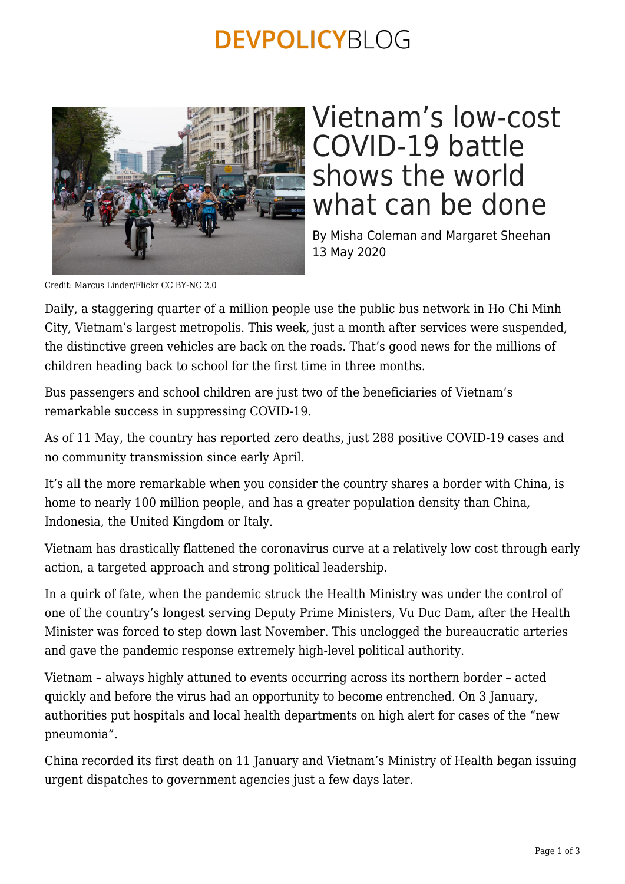# Vietnam's low-cost COVID-19 battle shows the world what can be done

By Misha Coleman and Margaret Sheehan
13 May 2020

Credit: Marcus Linder/Flickr CC BY-NC 2.0

Daily, a staggering quarter of a million people use the public bus network in Ho Chi Minh City, Vietnam's largest metropolis. This week, just a month after services were suspended, the distinctive green vehicles are back on the roads. That's good news for the millions of children heading back to school for the first time in three months.

Bus passengers and school children are just two of the beneficiaries of Vietnam's remarkable success in suppressing COVID-19.

As of 11 May, the country has reported zero deaths, just 288 positive COVID-19 cases and no community transmission since early April.

It's all the more remarkable when you consider the country shares a border with China, is home to nearly 100 million people, and has a greater population density than China, Indonesia, the United Kingdom or Italy.

Vietnam has drastically flattened the coronavirus curve at a relatively low cost through early action, a targeted approach and strong political leadership.

In a quirk of fate, when the pandemic struck the Health Ministry was under the control of one of the country's longest serving Deputy Prime Ministers, Vu Duc Dam, after the Health Minister was forced to step down last November. This unclogged the bureaucratic arteries and gave the pandemic response extremely high-level political authority.

Vietnam – always highly attuned to events occurring across its northern border – acted quickly and before the virus had an opportunity to become entrenched. On 3 January, authorities put hospitals and local health departments on high alert for cases of the "new pneumonia".

China recorded its first death on 11 January and Vietnam's Ministry of Health began issuing urgent dispatches to government agencies just a few days later.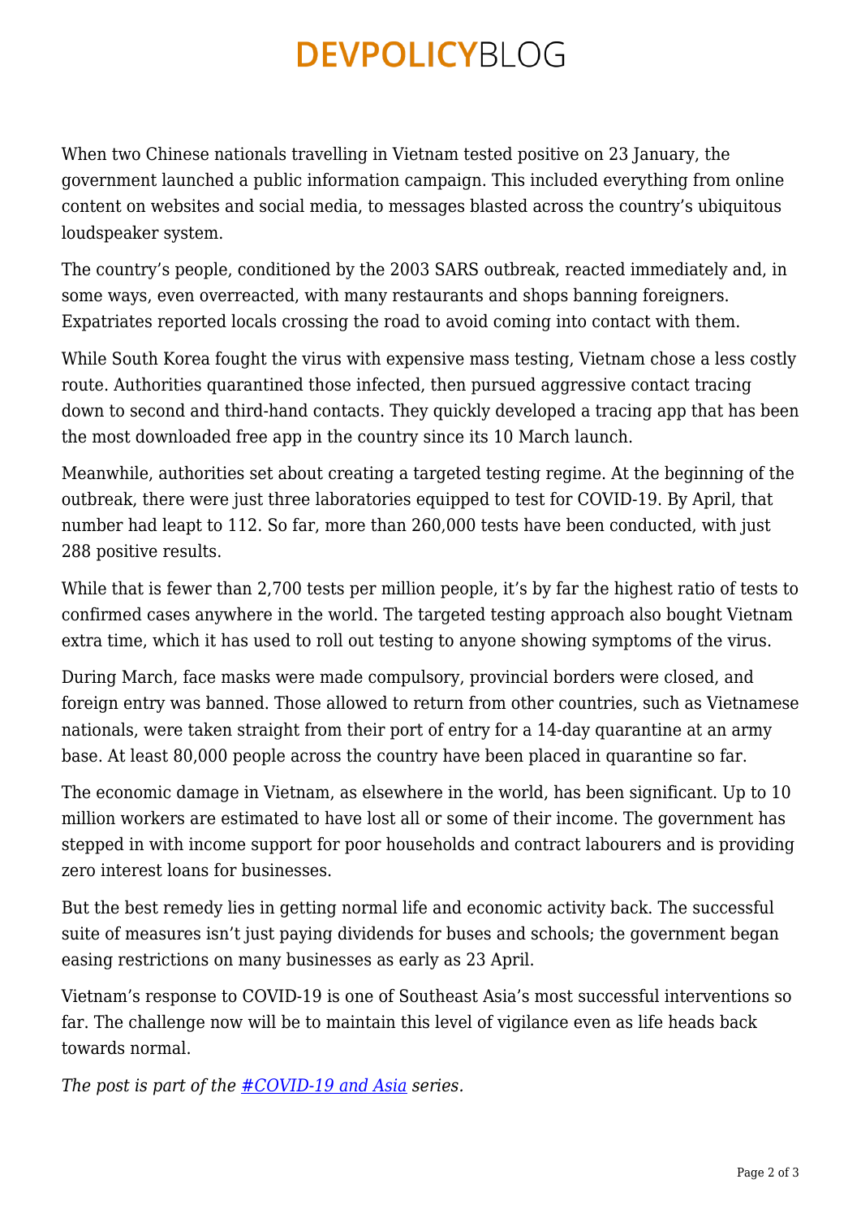When two Chinese nationals travelling in Vietnam tested positive on 23 January, the government launched a public information campaign. This included everything from online content on websites and social media, to messages blasted across the country's ubiquitous loudspeaker system.

The country's people, conditioned by the 2003 SARS outbreak, reacted immediately and, in some ways, even overreacted, with many restaurants and shops banning foreigners. Expatriates reported locals crossing the road to avoid coming into contact with them.

While South Korea fought the virus with expensive mass testing, Vietnam chose a less costly route. Authorities quarantined those infected, then pursued aggressive contact tracing down to second and third-hand contacts. They quickly developed a tracing app that has been the most downloaded free app in the country since its 10 March launch.

Meanwhile, authorities set about creating a targeted testing regime. At the beginning of the outbreak, there were just three laboratories equipped to test for COVID-19. By April, that number had leapt to 112. So far, more than 260,000 tests have been conducted, with just 288 positive results.

While that is fewer than 2,700 tests per million people, it's by far the highest ratio of tests to confirmed cases anywhere in the world. The targeted testing approach also bought Vietnam extra time, which it has used to roll out testing to anyone showing symptoms of the virus.

During March, face masks were made compulsory, provincial borders were closed, and foreign entry was banned. Those allowed to return from other countries, such as Vietnamese nationals, were taken straight from their port of entry for a 14-day quarantine at an army base. At least 80,000 people across the country have been placed in quarantine so far.

The economic damage in Vietnam, as elsewhere in the world, has been significant. Up to 10 million workers are estimated to have lost all or some of their income. The government has stepped in with income support for poor households and contract labourers and is providing zero interest loans for businesses.

But the best remedy lies in getting normal life and economic activity back. The successful suite of measures isn't just paying dividends for buses and schools; the government began easing restrictions on many businesses as early as 23 April.

Vietnam's response to COVID-19 is one of Southeast Asia's most successful interventions so far. The challenge now will be to maintain this level of vigilance even as life heads back towards normal.

*The post is part of the [#COVID-19 and Asia] series.*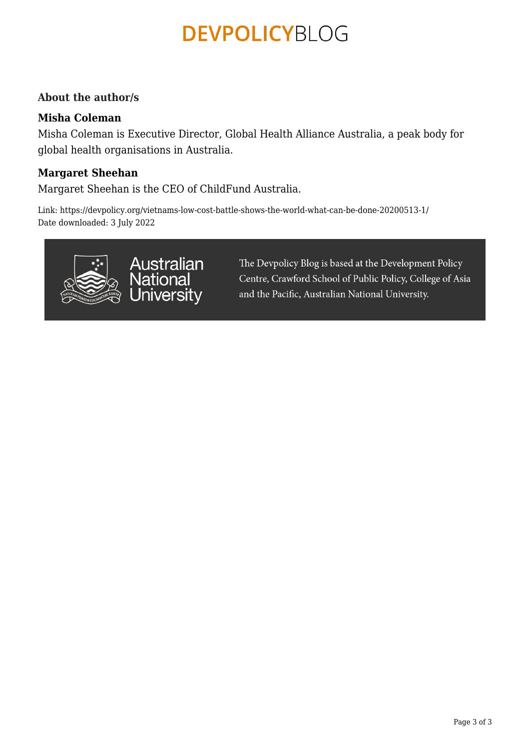### About the author/s

**Misha Coleman**

Misha Coleman is Executive Director, Global Health Alliance Australia, a peak body for global health organisations in Australia.

**Margaret Sheehan**

Margaret Sheehan is the CEO of ChildFund Australia.

Link: https://devpolicy.org/vietnams-low-cost-battle-shows-the-world-what-can-be-done-20200513-1/
Date downloaded: 3 July 2022

Australian National University

The Devpolicy Blog is based at the Development Policy Centre, Crawford School of Public Policy, College of Asia and the Pacific, Australian National University.